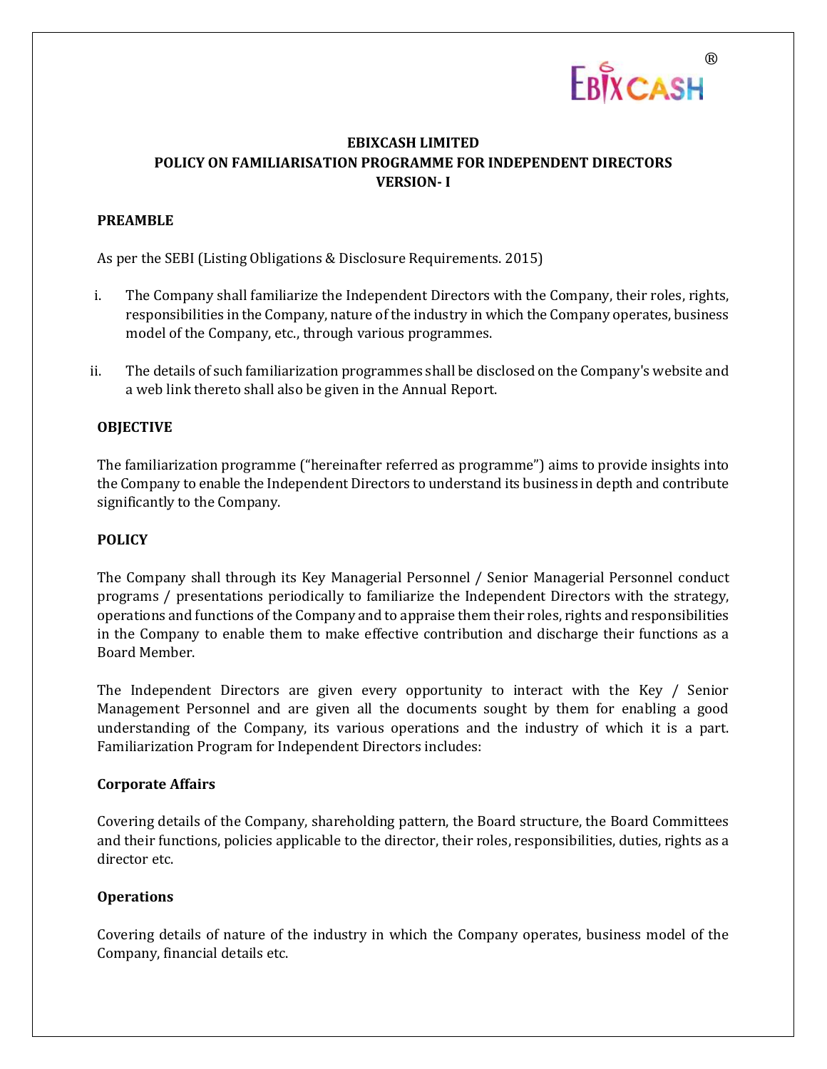# EBIXCASH LIMITED
# POLICY ON FAMILIARISATION PROGRAMME FOR INDEPENDENT DIRECTORS
# VERSION- I

## PREAMBLE

As per the SEBI (Listing Obligations & Disclosure Requirements. 2015)

i. The Company shall familiarize the Independent Directors with the Company, their roles, rights, responsibilities in the Company, nature of the industry in which the Company operates, business model of the Company, etc., through various programmes.

ii. The details of such familiarization programmes shall be disclosed on the Company's website and a web link thereto shall also be given in the Annual Report.

## OBJECTIVE

The familiarization programme ("hereinafter referred as programme") aims to provide insights into the Company to enable the Independent Directors to understand its business in depth and contribute significantly to the Company.

## POLICY

The Company shall through its Key Managerial Personnel / Senior Managerial Personnel conduct programs / presentations periodically to familiarize the Independent Directors with the strategy, operations and functions of the Company and to appraise them their roles, rights and responsibilities in the Company to enable them to make effective contribution and discharge their functions as a Board Member.

The Independent Directors are given every opportunity to interact with the Key / Senior Management Personnel and are given all the documents sought by them for enabling a good understanding of the Company, its various operations and the industry of which it is a part. Familiarization Program for Independent Directors includes:

### Corporate Affairs

Covering details of the Company, shareholding pattern, the Board structure, the Board Committees and their functions, policies applicable to the director, their roles, responsibilities, duties, rights as a director etc.

### Operations

Covering details of nature of the industry in which the Company operates, business model of the Company, financial details etc.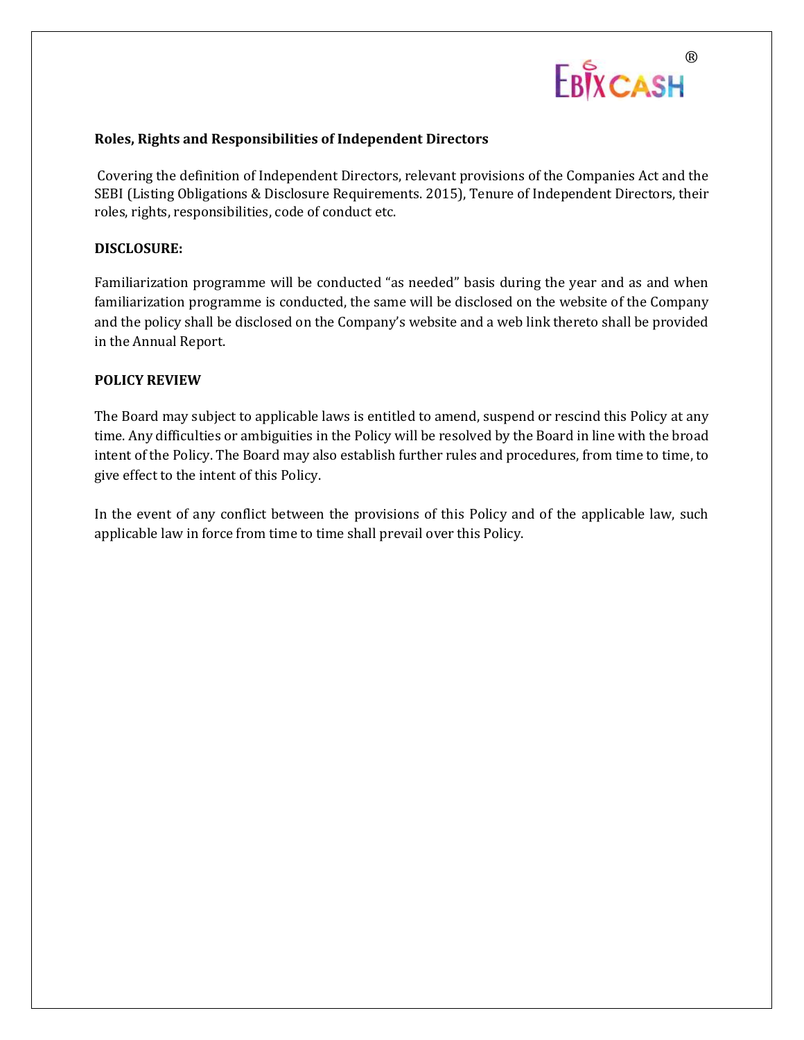**Roles, Rights and Responsibilities of Independent Directors**

Covering the definition of Independent Directors, relevant provisions of the Companies Act and the SEBI (Listing Obligations & Disclosure Requirements. 2015), Tenure of Independent Directors, their roles, rights, responsibilities, code of conduct etc.

**DISCLOSURE:**

Familiarization programme will be conducted "as needed" basis during the year and as and when familiarization programme is conducted, the same will be disclosed on the website of the Company and the policy shall be disclosed on the Company's website and a web link thereto shall be provided in the Annual Report.

**POLICY REVIEW**

The Board may subject to applicable laws is entitled to amend, suspend or rescind this Policy at any time. Any difficulties or ambiguities in the Policy will be resolved by the Board in line with the broad intent of the Policy. The Board may also establish further rules and procedures, from time to time, to give effect to the intent of this Policy.

In the event of any conflict between the provisions of this Policy and of the applicable law, such applicable law in force from time to time shall prevail over this Policy.